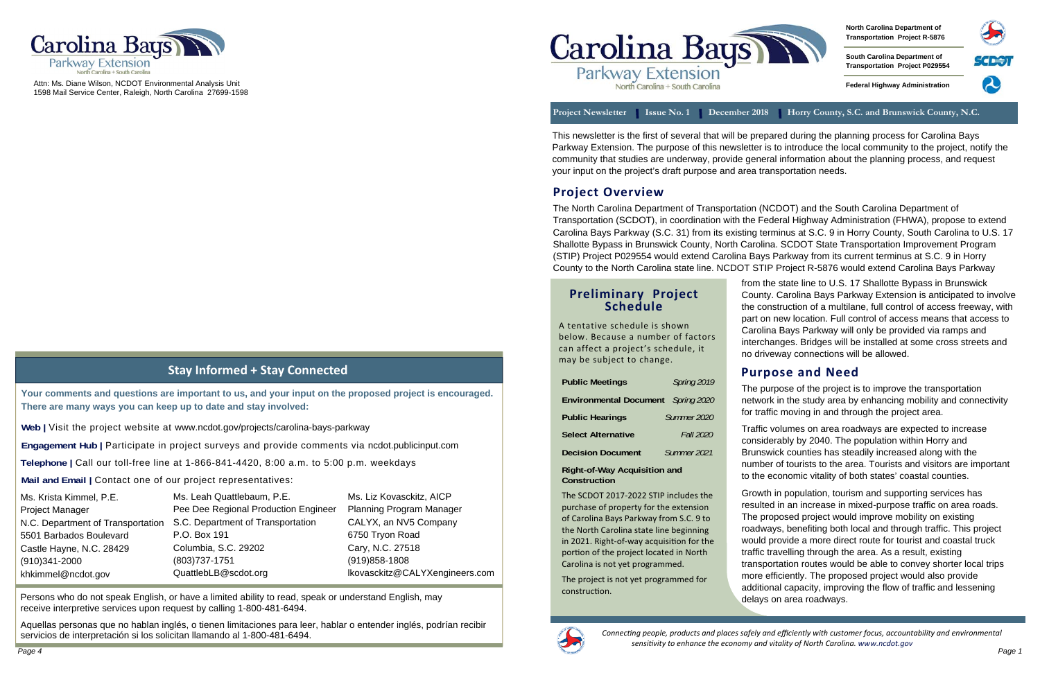Attn: Ms. Diane Wilson, NCDOT Environmental Analysis Unit
1598 Mail Service Center, Raleigh, North Carolina 27699-1598

## Stay Informed + Stay Connected

**Your comments and questions are important to us, and your input on the proposed project is encouraged. There are many ways you can keep up to date and stay involved:**

**Web |** Visit the project website at www.ncdot.gov/projects/carolina-bays-parkway

**Engagement Hub |** Participate in project surveys and provide comments via ncdot.publicinput.com

**Telephone |** Call our toll-free line at 1-866-841-4420, 8:00 a.m. to 5:00 p.m. weekdays

**Mail and Email |** Contact one of our project representatives:

Ms. Krista Kimmel, P.E.
Project Manager
N.C. Department of Transportation
5501 Barbados Boulevard
Castle Hayne, N.C. 28429
(910)341-2000
khkimmel@ncdot.gov

Ms. Leah Quattlebaum, P.E.
Pee Dee Regional Production Engineer
S.C. Department of Transportation
P.O. Box 191
Columbia, S.C. 29202
(803)737-1751
QuattlebLB@scdot.org

Ms. Liz Kovasckitz, AICP
Planning Program Manager
CALYX, an NV5 Company
6750 Tryon Road
Cary, N.C. 27518
(919)858-1808
lkovasckitz@CALYXengineers.com

Persons who do not speak English, or have a limited ability to read, speak or understand English, may receive interpretive services upon request by calling 1-800-481-6494.

Aquellas personas que no hablan inglés, o tienen limitaciones para leer, hablar o entender inglés, podrían recibir servicios de interpretación si los solicitan llamando al 1-800-481-6494.

# Carolina Bays Parkway Extension

North Carolina + South Carolina

North Carolina Department of Transportation Project R-5876

South Carolina Department of Transportation Project P029554

Federal Highway Administration

**Project Newsletter | Issue No. 1 | December 2018 | Horry County, S.C. and Brunswick County, N.C.**

This newsletter is the first of several that will be prepared during the planning process for Carolina Bays Parkway Extension. The purpose of this newsletter is to introduce the local community to the project, notify the community that studies are underway, provide general information about the planning process, and request your input on the project's draft purpose and area transportation needs.

## Project Overview

The North Carolina Department of Transportation (NCDOT) and the South Carolina Department of Transportation (SCDOT), in coordination with the Federal Highway Administration (FHWA), propose to extend Carolina Bays Parkway (S.C. 31) from its existing terminus at S.C. 9 in Horry County, South Carolina to U.S. 17 Shallotte Bypass in Brunswick County, North Carolina. SCDOT State Transportation Improvement Program (STIP) Project P029554 would extend Carolina Bays Parkway from its current terminus at S.C. 9 in Horry County to the North Carolina state line. NCDOT STIP Project R-5876 would extend Carolina Bays Parkway from the state line to U.S. 17 Shallotte Bypass in Brunswick County. Carolina Bays Parkway Extension is anticipated to involve the construction of a multilane, full control of access freeway, with part on new location. Full control of access means that access to Carolina Bays Parkway will only be provided via ramps and interchanges. Bridges will be installed at some cross streets and no driveway connections will be allowed.

## Preliminary Project Schedule

A tentative schedule is shown below. Because a number of factors can affect a project's schedule, it may be subject to change.

| | |
|---|---|
| **Public Meetings** | *Spring 2019* |
| **Environmental Document** | *Spring 2020* |
| **Public Hearings** | *Summer 2020* |
| **Select Alternative** | *Fall 2020* |
| **Decision Document** | *Summer 2021* |

**Right-of-Way Acquisition and Construction**

The SCDOT 2017-2022 STIP includes the purchase of property for the extension of Carolina Bays Parkway from S.C. 9 to the North Carolina state line beginning in 2021. Right-of-way acquisition for the portion of the project located in North Carolina is not yet programmed.

The project is not yet programmed for construction.

## Purpose and Need

The purpose of the project is to improve the transportation network in the study area by enhancing mobility and connectivity for traffic moving in and through the project area.

Traffic volumes on area roadways are expected to increase considerably by 2040. The population within Horry and Brunswick counties has steadily increased along with the number of tourists to the area. Tourists and visitors are important to the economic vitality of both states' coastal counties.

Growth in population, tourism and supporting services has resulted in an increase in mixed-purpose traffic on area roads. The proposed project would improve mobility on existing roadways, benefiting both local and through traffic. This project would provide a more direct route for tourist and coastal truck traffic travelling through the area. As a result, existing transportation routes would be able to convey shorter local trips more efficiently. The proposed project would also provide additional capacity, improving the flow of traffic and lessening delays on area roadways.

*Connecting people, products and places safely and efficiently with customer focus, accountability and environmental sensitivity to enhance the economy and vitality of North Carolina. www.ncdot.gov*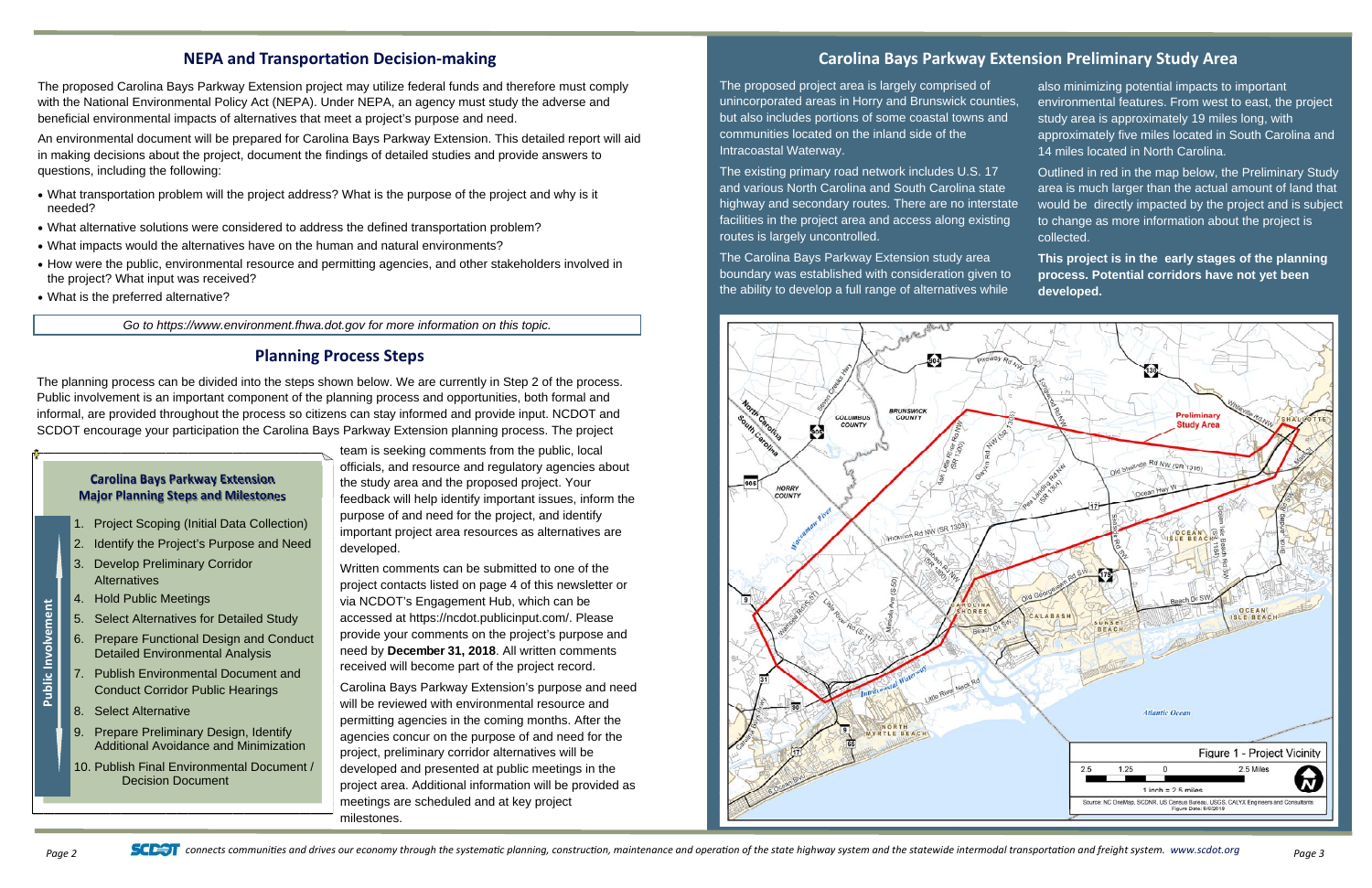## NEPA and Transportation Decision-making

The proposed Carolina Bays Parkway Extension project may utilize federal funds and therefore must comply with the National Environmental Policy Act (NEPA). Under NEPA, an agency must study the adverse and beneficial environmental impacts of alternatives that meet a project's purpose and need.

An environmental document will be prepared for Carolina Bays Parkway Extension. This detailed report will aid in making decisions about the project, document the findings of detailed studies and provide answers to questions, including the following:

- What transportation problem will the project address? What is the purpose of the project and why is it needed?
- What alternative solutions were considered to address the defined transportation problem?
- What impacts would the alternatives have on the human and natural environments?
- How were the public, environmental resource and permitting agencies, and other stakeholders involved in the project? What input was received?
- What is the preferred alternative?

*Go to https://www.environment.fhwa.dot.gov for more information on this topic.*

## Planning Process Steps

The planning process can be divided into the steps shown below. We are currently in Step 2 of the process. Public involvement is an important component of the planning process and opportunities, both formal and informal, are provided throughout the process so citizens can stay informed and provide input. NCDOT and SCDOT encourage your participation the Carolina Bays Parkway Extension planning process. The project team is seeking comments from the public, local officials, and resource and regulatory agencies about the study area and the proposed project. Your feedback will help identify important issues, inform the purpose of and need for the project, and identify important area resources as alternatives are developed.

**Carolina Bays Parkway Extension Major Planning Steps and Milestones**

Public Involvement

1. Project Scoping (Initial Data Collection)
2. Identify the Project's Purpose and Need
3. Develop Preliminary Corridor Alternatives
4. Hold Public Meetings
5. Select Alternatives for Detailed Study
6. Prepare Functional Design and Conduct Detailed Environmental Analysis
7. Publish Environmental Document and Conduct Corridor Public Hearings
8. Select Alternative
9. Prepare Preliminary Design, Identify Additional Avoidance and Minimization
10. Publish Final Environmental Document / Decision Document

Written comments can be submitted to one of the project contacts listed on page 4 of this newsletter or via NCDOT's Engagement Hub, which can be accessed at https://ncdot.publicinput.com/. Please provide your comments on the project's purpose and need by **December 31, 2018**. All written comments received will become part of the project record.

Carolina Bays Parkway Extension's purpose and need will be reviewed with environmental resource and permitting agencies in the coming months. After the agencies concur on the purpose of and need for the project, preliminary corridor alternatives will be developed and presented at public meetings in the project area. Additional information will be provided as meetings are scheduled and at key project milestones.

## Carolina Bays Parkway Extension Preliminary Study Area

The proposed project area is largely comprised of unincorporated areas in Horry and Brunswick counties, but also includes portions of some coastal towns and communities located on the inland side of the Intracoastal Waterway.

The existing primary road network includes U.S. 17 and various North Carolina and South Carolina state highway and secondary routes. There are no interstate facilities in the project area and access along existing routes is largely uncontrolled.

The Carolina Bays Parkway Extension study area boundary was established with consideration given to the ability to develop a full range of alternatives while also minimizing potential impacts to important environmental features. From west to east, the project study area is approximately 19 miles long, with approximately five miles located in South Carolina and 14 miles located in North Carolina.

Outlined in red in the map below, the Preliminary Study area is much larger than the actual amount of land that would be directly impacted by the project and is subject to change as more information about the project is collected.

**This project is in the early stages of the planning process. Potential corridors have not yet been developed.**

Figure 1 - Project Vicinity

Preliminary Study Area

2.5 1.25 0 2.5 Miles

1 inch = 2.5 miles

Source: NC OneMap, SCDOR, US Census Bureau, USGS, CALYX Engineers and Consultants
Figure Date: 9/6/2018

SCDOT connects communities and drives our economy through the systematic planning, construction, maintenance and operation of the state highway system and the statewide intermodal transportation and freight system. www.scdot.org